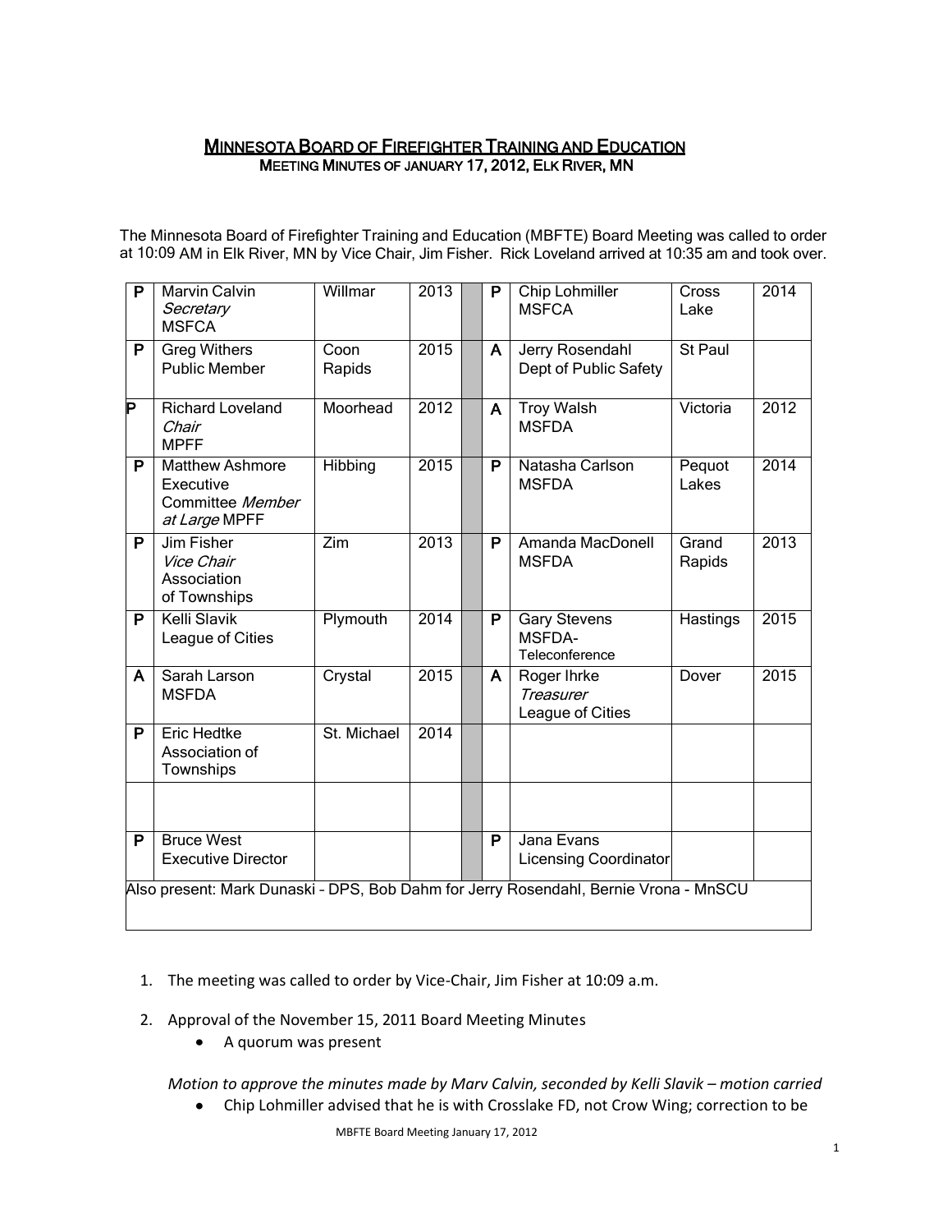# MINNESOTA BOARD OF FIREFIGHTER TRAINING AND EDUCATION

## MEETING MINUTES OF JANUARY 17, 2012, ELK RIVER, MN

The Minnesota Board of Firefighter Training and Education (MBFTE) Board Meeting was called to order at 10:09 AM in Elk River, MN by Vice Chair, Jim Fisher. Rick Loveland arrived at 10:35 am and took over.

| | | | | | | | | |
|---|---|---|---|---|---|---|---|---|
| P | Marvin Calvin *Secretary* MSFCA | Willmar | 2013 | | P | Chip Lohmiller MSFCA | Cross Lake | 2014 |
| P | Greg Withers Public Member | Coon Rapids | 2015 | | A | Jerry Rosendahl Dept of Public Safety | St Paul | |
| P | Richard Loveland *Chair* MPFF | Moorhead | 2012 | | A | Troy Walsh MSFDA | Victoria | 2012 |
| P | Matthew Ashmore Executive Committee *Member at Large* MPFF | Hibbing | 2015 | | P | Natasha Carlson MSFDA | Pequot Lakes | 2014 |
| P | Jim Fisher *Vice Chair* Association of Townships | Zim | 2013 | | P | Amanda MacDonell MSFDA | Grand Rapids | 2013 |
| P | Kelli Slavik League of Cities | Plymouth | 2014 | | P | Gary Stevens MSFDA- Teleconference | Hastings | 2015 |
| A | Sarah Larson MSFDA | Crystal | 2015 | | A | Roger Ihrke *Treasurer* League of Cities | Dover | 2015 |
| P | Eric Hedtke Association of Townships | St. Michael | 2014 | | | | | |
| | | | | | | | | |
| P | Bruce West Executive Director | | | | P | Jana Evans Licensing Coordinator | | |
| Also present: Mark Dunaski – DPS, Bob Dahm for Jerry Rosendahl, Bernie Vrona - MnSCU | | | | | | | | |

1. The meeting was called to order by Vice-Chair, Jim Fisher at 10:09 a.m.

2. Approval of the November 15, 2011 Board Meeting Minutes
   - A quorum was present

   *Motion to approve the minutes made by Marv Calvin, seconded by Kelli Slavik – motion carried*

   - Chip Lohmiller advised that he is with Crosslake FD, not Crow Wing; correction to be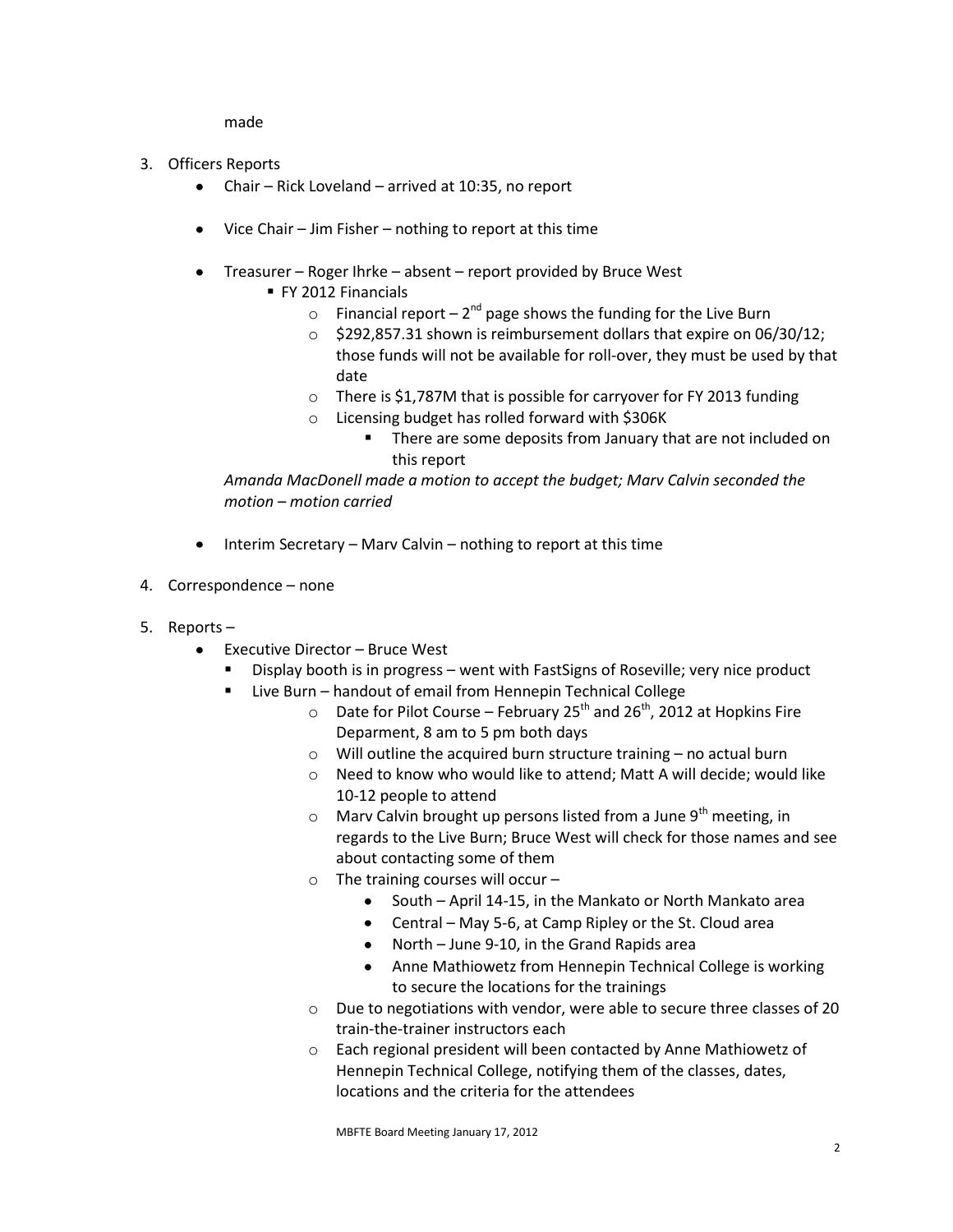made

3. Officers Reports
   - Chair – Rick Loveland – arrived at 10:35, no report

   - Vice Chair – Jim Fisher – nothing to report at this time

   - Treasurer – Roger Ihrke – absent – report provided by Bruce West
     - FY 2012 Financials
       - Financial report – 2nd page shows the funding for the Live Burn
       - $292,857.31 shown is reimbursement dollars that expire on 06/30/12; those funds will not be available for roll-over, they must be used by that date
       - There is $1,787M that is possible for carryover for FY 2013 funding
       - Licensing budget has rolled forward with $306K
         - There are some deposits from January that are not included on this report

     *Amanda MacDonell made a motion to accept the budget; Marv Calvin seconded the motion – motion carried*

   - Interim Secretary – Marv Calvin – nothing to report at this time

4. Correspondence – none

5. Reports –
   - Executive Director – Bruce West
     - Display booth is in progress – went with FastSigns of Roseville; very nice product
     - Live Burn – handout of email from Hennepin Technical College
       - Date for Pilot Course – February 25th and 26th, 2012 at Hopkins Fire Deparment, 8 am to 5 pm both days
       - Will outline the acquired burn structure training – no actual burn
       - Need to know who would like to attend; Matt A will decide; would like 10-12 people to attend
       - Marv Calvin brought up persons listed from a June 9th meeting, in regards to the Live Burn; Bruce West will check for those names and see about contacting some of them
       - The training courses will occur –
         - South – April 14-15, in the Mankato or North Mankato area
         - Central – May 5-6, at Camp Ripley or the St. Cloud area
         - North – June 9-10, in the Grand Rapids area
         - Anne Mathiowetz from Hennepin Technical College is working to secure the locations for the trainings
       - Due to negotiations with vendor, were able to secure three classes of 20 train-the-trainer instructors each
       - Each regional president will been contacted by Anne Mathiowetz of Hennepin Technical College, notifying them of the classes, dates, locations and the criteria for the attendees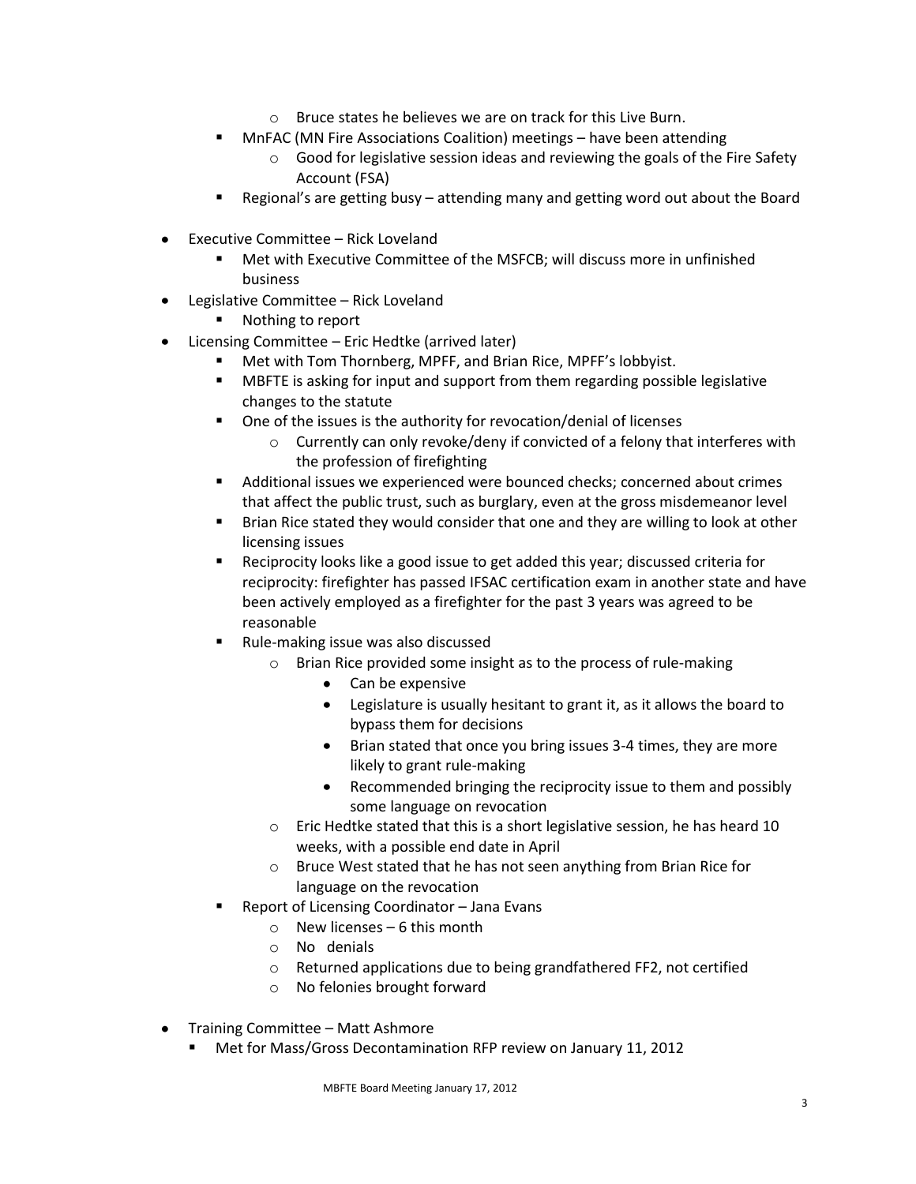- Bruce states he believes we are on track for this Live Burn.
    - MnFAC (MN Fire Associations Coalition) meetings – have been attending
        - Good for legislative session ideas and reviewing the goals of the Fire Safety Account (FSA)
    - Regional's are getting busy – attending many and getting word out about the Board

- Executive Committee – Rick Loveland
    - Met with Executive Committee of the MSFCB; will discuss more in unfinished business
- Legislative Committee – Rick Loveland
    - Nothing to report
- Licensing Committee – Eric Hedtke (arrived later)
    - Met with Tom Thornberg, MPFF, and Brian Rice, MPFF's lobbyist.
    - MBFTE is asking for input and support from them regarding possible legislative changes to the statute
    - One of the issues is the authority for revocation/denial of licenses
        - Currently can only revoke/deny if convicted of a felony that interferes with the profession of firefighting
    - Additional issues we experienced were bounced checks; concerned about crimes that affect the public trust, such as burglary, even at the gross misdemeanor level
    - Brian Rice stated they would consider that one and they are willing to look at other licensing issues
    - Reciprocity looks like a good issue to get added this year; discussed criteria for reciprocity: firefighter has passed IFSAC certification exam in another state and have been actively employed as a firefighter for the past 3 years was agreed to be reasonable
    - Rule-making issue was also discussed
        - Brian Rice provided some insight as to the process of rule-making
            - Can be expensive
            - Legislature is usually hesitant to grant it, as it allows the board to bypass them for decisions
            - Brian stated that once you bring issues 3-4 times, they are more likely to grant rule-making
            - Recommended bringing the reciprocity issue to them and possibly some language on revocation
        - Eric Hedtke stated that this is a short legislative session, he has heard 10 weeks, with a possible end date in April
        - Bruce West stated that he has not seen anything from Brian Rice for language on the revocation
    - Report of Licensing Coordinator – Jana Evans
        - New licenses – 6 this month
        - No denials
        - Returned applications due to being grandfathered FF2, not certified
        - No felonies brought forward

- Training Committee – Matt Ashmore
    - Met for Mass/Gross Decontamination RFP review on January 11, 2012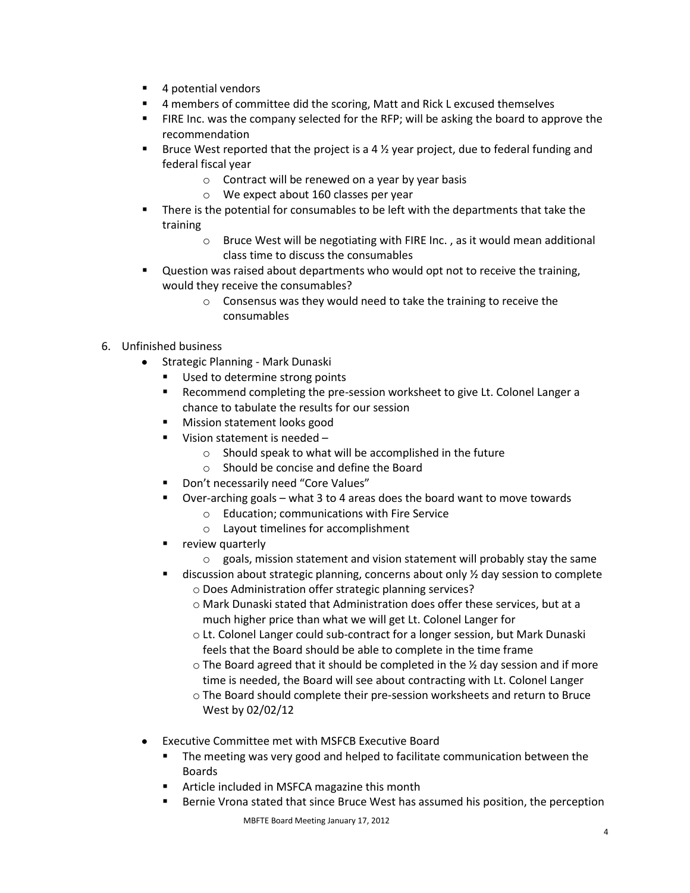- 4 potential vendors
- 4 members of committee did the scoring, Matt and Rick L excused themselves
- FIRE Inc. was the company selected for the RFP; will be asking the board to approve the recommendation
- Bruce West reported that the project is a 4 ½ year project, due to federal funding and federal fiscal year
  - Contract will be renewed on a year by year basis
  - We expect about 160 classes per year
- There is the potential for consumables to be left with the departments that take the training
  - Bruce West will be negotiating with FIRE Inc. , as it would mean additional class time to discuss the consumables
- Question was raised about departments who would opt not to receive the training, would they receive the consumables?
  - Consensus was they would need to take the training to receive the consumables

6. Unfinished business
   - Strategic Planning - Mark Dunaski
     - Used to determine strong points
     - Recommend completing the pre-session worksheet to give Lt. Colonel Langer a chance to tabulate the results for our session
     - Mission statement looks good
     - Vision statement is needed –
       - Should speak to what will be accomplished in the future
       - Should be concise and define the Board
     - Don't necessarily need "Core Values"
     - Over-arching goals – what 3 to 4 areas does the board want to move towards
       - Education; communications with Fire Service
       - Layout timelines for accomplishment
     - review quarterly
       - goals, mission statement and vision statement will probably stay the same
     - discussion about strategic planning, concerns about only ½ day session to complete
       - Does Administration offer strategic planning services?
       - Mark Dunaski stated that Administration does offer these services, but at a much higher price than what we will get Lt. Colonel Langer for
       - Lt. Colonel Langer could sub-contract for a longer session, but Mark Dunaski feels that the Board should be able to complete in the time frame
       - The Board agreed that it should be completed in the ½ day session and if more time is needed, the Board will see about contracting with Lt. Colonel Langer
       - The Board should complete their pre-session worksheets and return to Bruce West by 02/02/12
   - Executive Committee met with MSFCB Executive Board
     - The meeting was very good and helped to facilitate communication between the Boards
     - Article included in MSFCA magazine this month
     - Bernie Vrona stated that since Bruce West has assumed his position, the perception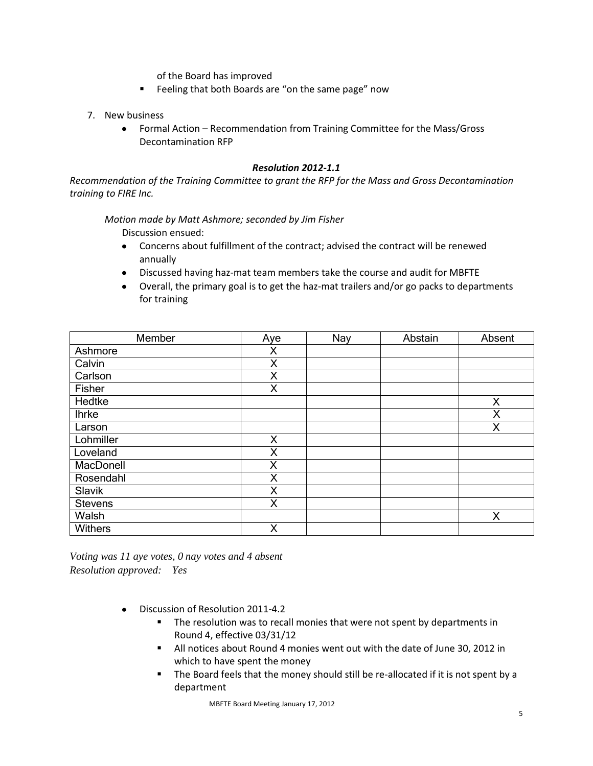of the Board has improved

- Feeling that both Boards are "on the same page" now

7. New business
   - Formal Action – Recommendation from Training Committee for the Mass/Gross Decontamination RFP

***Resolution 2012-1.1***

*Recommendation of the Training Committee to grant the RFP for the Mass and Gross Decontamination training to FIRE Inc.*

*Motion made by Matt Ashmore; seconded by Jim Fisher*

Discussion ensued:

- Concerns about fulfillment of the contract; advised the contract will be renewed annually
- Discussed having haz-mat team members take the course and audit for MBFTE
- Overall, the primary goal is to get the haz-mat trailers and/or go packs to departments for training

| Member | Aye | Nay | Abstain | Absent |
|---|---|---|---|---|
| Ashmore | X | | | |
| Calvin | X | | | |
| Carlson | X | | | |
| Fisher | X | | | |
| Hedtke | | | | X |
| Ihrke | | | | X |
| Larson | | | | X |
| Lohmiller | X | | | |
| Loveland | X | | | |
| MacDonell | X | | | |
| Rosendahl | X | | | |
| Slavik | X | | | |
| Stevens | X | | | |
| Walsh | | | | X |
| Withers | X | | | |

*Voting was 11 aye votes, 0 nay votes and 4 absent*
*Resolution approved: Yes*

- Discussion of Resolution 2011-4.2
  - The resolution was to recall monies that were not spent by departments in Round 4, effective 03/31/12
  - All notices about Round 4 monies went out with the date of June 30, 2012 in which to have spent the money
  - The Board feels that the money should still be re-allocated if it is not spent by a department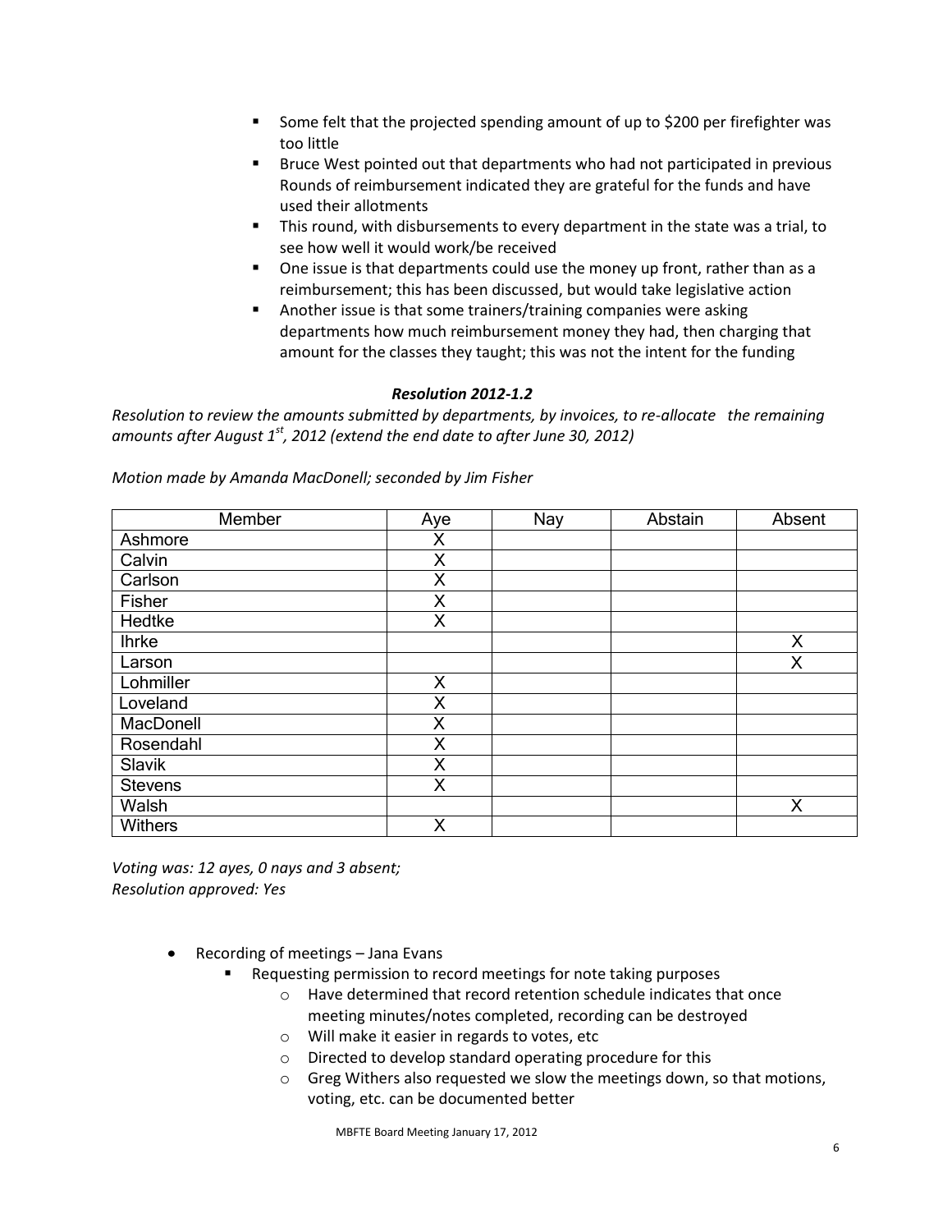- Some felt that the projected spending amount of up to $200 per firefighter was too little
- Bruce West pointed out that departments who had not participated in previous Rounds of reimbursement indicated they are grateful for the funds and have used their allotments
- This round, with disbursements to every department in the state was a trial, to see how well it would work/be received
- One issue is that departments could use the money up front, rather than as a reimbursement; this has been discussed, but would take legislative action
- Another issue is that some trainers/training companies were asking departments how much reimbursement money they had, then charging that amount for the classes they taught; this was not the intent for the funding

***Resolution 2012-1.2***

*Resolution to review the amounts submitted by departments, by invoices, to re-allocate the remaining amounts after August 1st, 2012 (extend the end date to after June 30, 2012)*

*Motion made by Amanda MacDonell; seconded by Jim Fisher*

| Member | Aye | Nay | Abstain | Absent |
|---|---|---|---|---|
| Ashmore | X | | | |
| Calvin | X | | | |
| Carlson | X | | | |
| Fisher | X | | | |
| Hedtke | X | | | |
| Ihrke | | | | X |
| Larson | | | | X |
| Lohmiller | X | | | |
| Loveland | X | | | |
| MacDonell | X | | | |
| Rosendahl | X | | | |
| Slavik | X | | | |
| Stevens | X | | | |
| Walsh | | | | X |
| Withers | X | | | |

*Voting was: 12 ayes, 0 nays and 3 absent;*
*Resolution approved: Yes*

- Recording of meetings – Jana Evans
  - Requesting permission to record meetings for note taking purposes
    - Have determined that record retention schedule indicates that once meeting minutes/notes completed, recording can be destroyed
    - Will make it easier in regards to votes, etc
    - Directed to develop standard operating procedure for this
    - Greg Withers also requested we slow the meetings down, so that motions, voting, etc. can be documented better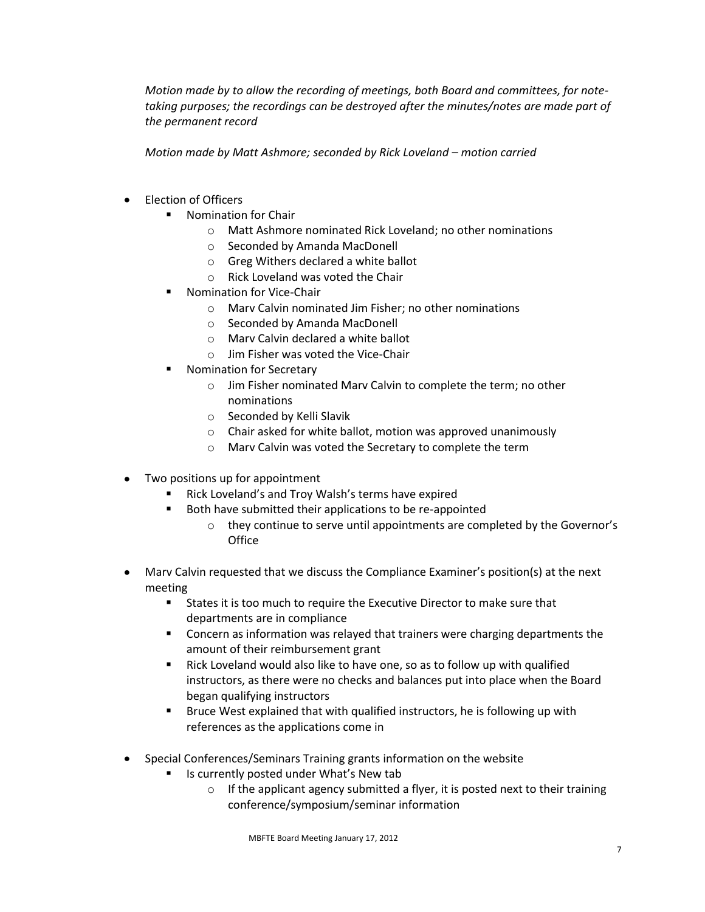*Motion made by to allow the recording of meetings, both Board and committees, for note-taking purposes; the recordings can be destroyed after the minutes/notes are made part of the permanent record*

*Motion made by Matt Ashmore; seconded by Rick Loveland – motion carried*

- Election of Officers
  - Nomination for Chair
    - Matt Ashmore nominated Rick Loveland; no other nominations
    - Seconded by Amanda MacDonell
    - Greg Withers declared a white ballot
    - Rick Loveland was voted the Chair
  - Nomination for Vice-Chair
    - Marv Calvin nominated Jim Fisher; no other nominations
    - Seconded by Amanda MacDonell
    - Marv Calvin declared a white ballot
    - Jim Fisher was voted the Vice-Chair
  - Nomination for Secretary
    - Jim Fisher nominated Marv Calvin to complete the term; no other nominations
    - Seconded by Kelli Slavik
    - Chair asked for white ballot, motion was approved unanimously
    - Marv Calvin was voted the Secretary to complete the term

- Two positions up for appointment
  - Rick Loveland's and Troy Walsh's terms have expired
  - Both have submitted their applications to be re-appointed
    - they continue to serve until appointments are completed by the Governor's Office

- Marv Calvin requested that we discuss the Compliance Examiner's position(s) at the next meeting
  - States it is too much to require the Executive Director to make sure that departments are in compliance
  - Concern as information was relayed that trainers were charging departments the amount of their reimbursement grant
  - Rick Loveland would also like to have one, so as to follow up with qualified instructors, as there were no checks and balances put into place when the Board began qualifying instructors
  - Bruce West explained that with qualified instructors, he is following up with references as the applications come in

- Special Conferences/Seminars Training grants information on the website
  - Is currently posted under What's New tab
    - If the applicant agency submitted a flyer, it is posted next to their training conference/symposium/seminar information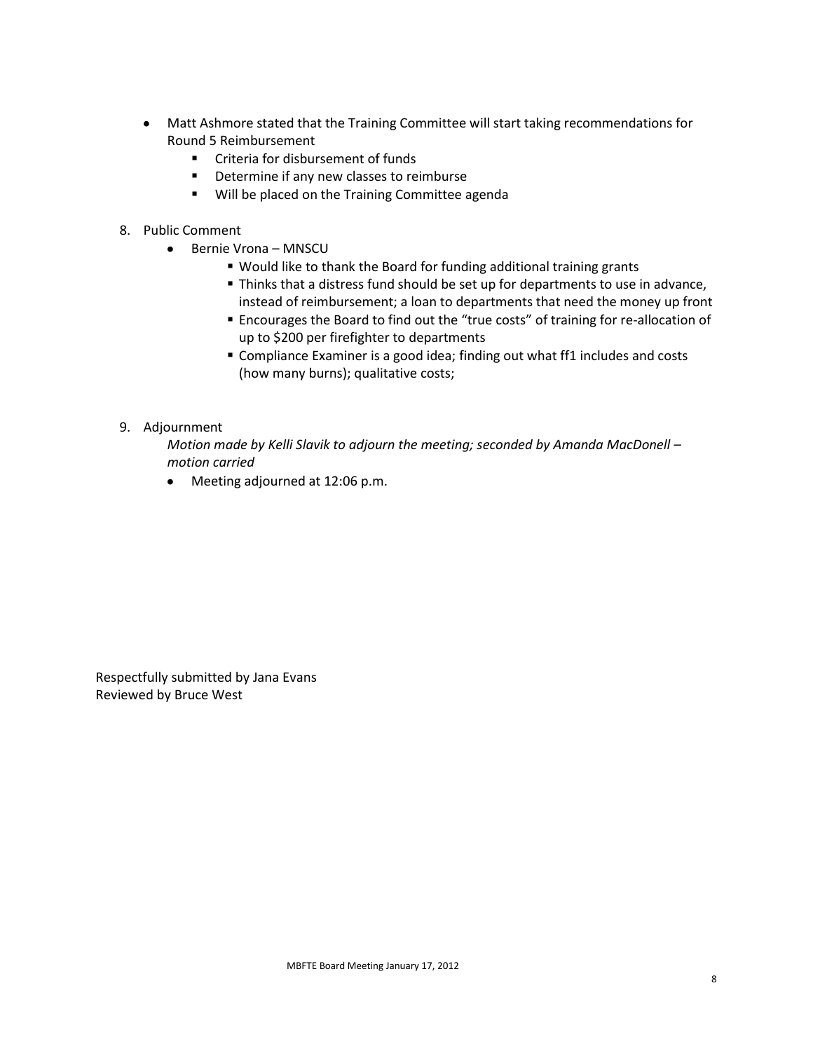- Matt Ashmore stated that the Training Committee will start taking recommendations for Round 5 Reimbursement
  - Criteria for disbursement of funds
  - Determine if any new classes to reimburse
  - Will be placed on the Training Committee agenda

8. Public Comment
   - Bernie Vrona – MNSCU
     - Would like to thank the Board for funding additional training grants
     - Thinks that a distress fund should be set up for departments to use in advance, instead of reimbursement; a loan to departments that need the money up front
     - Encourages the Board to find out the "true costs" of training for re-allocation of up to $200 per firefighter to departments
     - Compliance Examiner is a good idea; finding out what ff1 includes and costs (how many burns); qualitative costs;

9. Adjournment

   *Motion made by Kelli Slavik to adjourn the meeting; seconded by Amanda MacDonell – motion carried*

   - Meeting adjourned at 12:06 p.m.

Respectfully submitted by Jana Evans
Reviewed by Bruce West